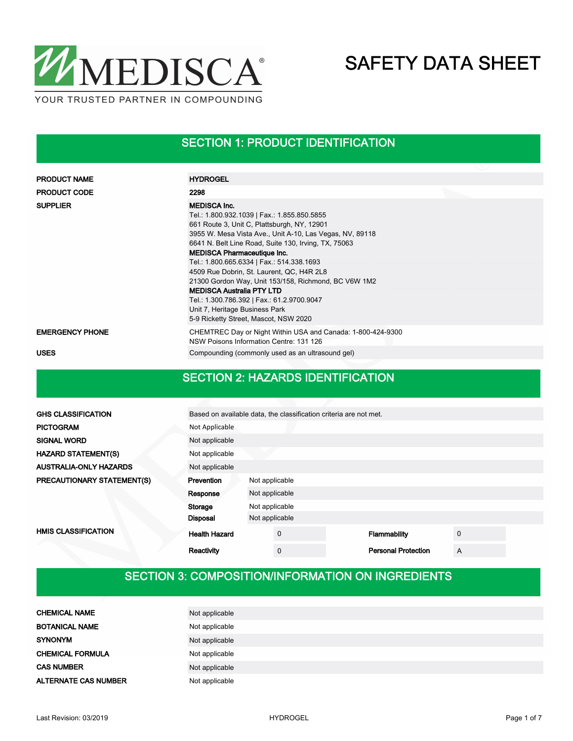MEDISCA®

YOUR TRUSTED PARTNER IN COMPOUNDING

# SAFETY DATA SHEET

## SECTION 1: PRODUCT IDENTIFICATION

| | |
|---|---|
| **PRODUCT NAME** | **HYDROGEL** |
| **PRODUCT CODE** | **2298** |
| **SUPPLIER** | **MEDISCA Inc.**<br>Tel.: 1.800.932.1039 \| Fax.: 1.855.850.5855<br>661 Route 3, Unit C, Plattsburgh, NY, 12901<br>3955 W. Mesa Vista Ave., Unit A-10, Las Vegas, NV, 89118<br>6641 N. Belt Line Road, Suite 130, Irving, TX, 75063<br>**MEDISCA Pharmaceutique Inc.**<br>Tel.: 1.800.665.6334 \| Fax.: 514.338.1693<br>4509 Rue Dobrin, St. Laurent, QC, H4R 2L8<br>21300 Gordon Way, Unit 153/158, Richmond, BC V6W 1M2<br>**MEDISCA Australia PTY LTD**<br>Tel.: 1.300.786.392 \| Fax.: 61.2.9700.9047<br>Unit 7, Heritage Business Park<br>5-9 Ricketty Street, Mascot, NSW 2020 |
| **EMERGENCY PHONE** | CHEMTREC Day or Night Within USA and Canada: 1-800-424-9300<br>NSW Poisons Information Centre: 131 126 |
| **USES** | Compounding (commonly used as an ultrasound gel) |

## SECTION 2: HAZARDS IDENTIFICATION

| | |
|---|---|
| **GHS CLASSIFICATION** | Based on available data, the classification criteria are not met. |
| **PICTOGRAM** | Not Applicable |
| **SIGNAL WORD** | Not applicable |
| **HAZARD STATEMENT(S)** | Not applicable |
| **AUSTRALIA-ONLY HAZARDS** | Not applicable |

**PRECAUTIONARY STATEMENT(S)**

| | |
|---|---|
| **Prevention** | Not applicable |
| **Response** | Not applicable |
| **Storage** | Not applicable |
| **Disposal** | Not applicable |

**HMIS CLASSIFICATION**

| | | | |
|---|---|---|---|
| **Health Hazard** | 0 | **Flammability** | 0 |
| **Reactivity** | 0 | **Personal Protection** | A |

## SECTION 3: COMPOSITION/INFORMATION ON INGREDIENTS

| | |
|---|---|
| **CHEMICAL NAME** | Not applicable |
| **BOTANICAL NAME** | Not applicable |
| **SYNONYM** | Not applicable |
| **CHEMICAL FORMULA** | Not applicable |
| **CAS NUMBER** | Not applicable |
| **ALTERNATE CAS NUMBER** | Not applicable |

Last Revision: 03/2019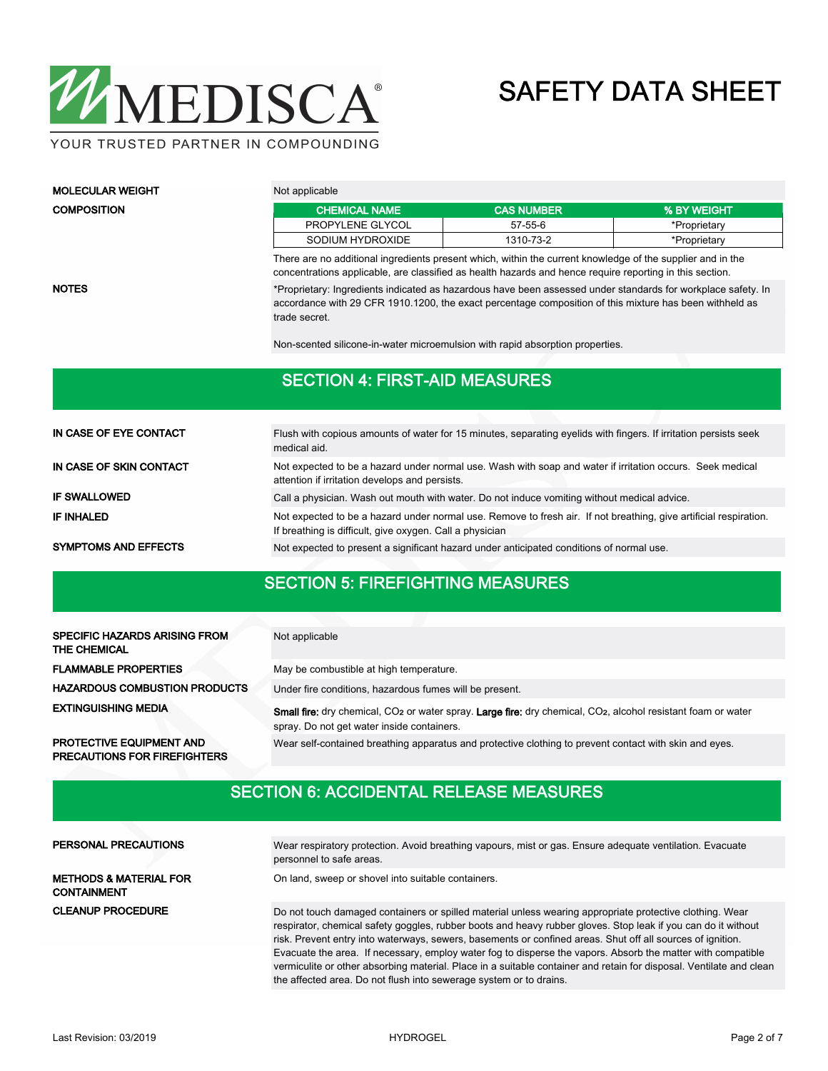**MOLECULAR WEIGHT**

Not applicable

**COMPOSITION**

| CHEMICAL NAME | CAS NUMBER | % BY WEIGHT |
|---|---|---|
| PROPYLENE GLYCOL | 57-55-6 | *Proprietary |
| SODIUM HYDROXIDE | 1310-73-2 | *Proprietary |

There are no additional ingredients present which, within the current knowledge of the supplier and in the concentrations applicable, are classified as health hazards and hence require reporting in this section.

**NOTES**

*Proprietary: Ingredients indicated as hazardous have been assessed under standards for workplace safety. In accordance with 29 CFR 1910.1200, the exact percentage composition of this mixture has been withheld as trade secret.

Non-scented silicone-in-water microemulsion with rapid absorption properties.

## SECTION 4: FIRST-AID MEASURES

**IN CASE OF EYE CONTACT**

Flush with copious amounts of water for 15 minutes, separating eyelids with fingers. If irritation persists seek medical aid.

**IN CASE OF SKIN CONTACT**

Not expected to be a hazard under normal use. Wash with soap and water if irritation occurs. Seek medical attention if irritation develops and persists.

**IF SWALLOWED**

Call a physician. Wash out mouth with water. Do not induce vomiting without medical advice.

**IF INHALED**

Not expected to be a hazard under normal use. Remove to fresh air. If not breathing, give artificial respiration. If breathing is difficult, give oxygen. Call a physician

**SYMPTOMS AND EFFECTS**

Not expected to present a significant hazard under anticipated conditions of normal use.

## SECTION 5: FIREFIGHTING MEASURES

**SPECIFIC HAZARDS ARISING FROM THE CHEMICAL**

Not applicable

**FLAMMABLE PROPERTIES**

May be combustible at high temperature.

**HAZARDOUS COMBUSTION PRODUCTS**

Under fire conditions, hazardous fumes will be present.

**EXTINGUISHING MEDIA**

**Small fire:** dry chemical, $CO_2$ or water spray. **Large fire:** dry chemical, $CO_2$, alcohol resistant foam or water spray. Do not get water inside containers.

**PROTECTIVE EQUIPMENT AND PRECAUTIONS FOR FIREFIGHTERS**

Wear self-contained breathing apparatus and protective clothing to prevent contact with skin and eyes.

## SECTION 6: ACCIDENTAL RELEASE MEASURES

**PERSONAL PRECAUTIONS**

Wear respiratory protection. Avoid breathing vapours, mist or gas. Ensure adequate ventilation. Evacuate personnel to safe areas.

**METHODS & MATERIAL FOR CONTAINMENT**

On land, sweep or shovel into suitable containers.

**CLEANUP PROCEDURE**

Do not touch damaged containers or spilled material unless wearing appropriate protective clothing. Wear respirator, chemical safety goggles, rubber boots and heavy rubber gloves. Stop leak if you can do it without risk. Prevent entry into waterways, sewers, basements or confined areas. Shut off all sources of ignition. Evacuate the area. If necessary, employ water fog to disperse the vapors. Absorb the matter with compatible vermiculite or other absorbing material. Place in a suitable container and retain for disposal. Ventilate and clean the affected area. Do not flush into sewerage system or to drains.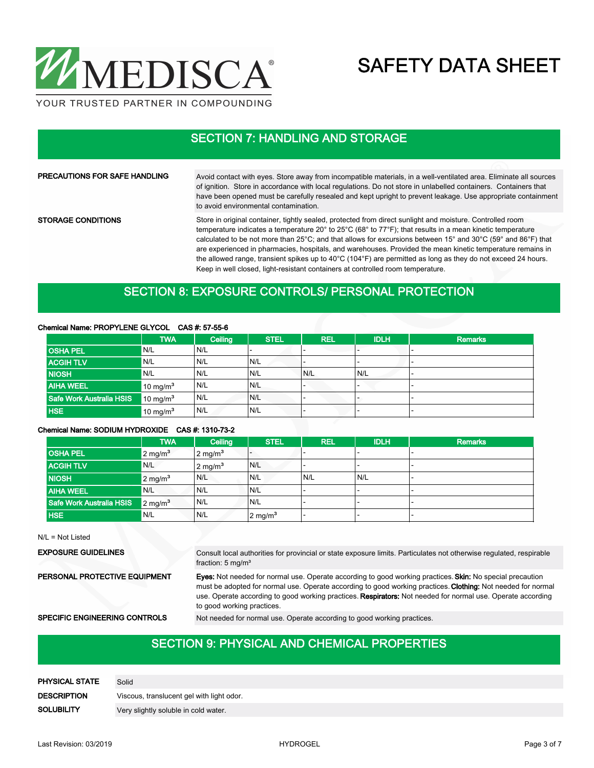# SAFETY DATA SHEET

## SECTION 7: HANDLING AND STORAGE

**PRECAUTIONS FOR SAFE HANDLING**

Avoid contact with eyes. Store away from incompatible materials, in a well-ventilated area. Eliminate all sources of ignition. Store in accordance with local regulations. Do not store in unlabelled containers. Containers that have been opened must be carefully resealed and kept upright to prevent leakage. Use appropriate containment to avoid environmental contamination.

**STORAGE CONDITIONS**

Store in original container, tightly sealed, protected from direct sunlight and moisture. Controlled room temperature indicates a temperature 20° to 25°C (68° to 77°F); that results in a mean kinetic temperature calculated to be not more than 25°C; and that allows for excursions between 15° and 30°C (59° and 86°F) that are experienced in pharmacies, hospitals, and warehouses. Provided the mean kinetic temperature remains in the allowed range, transient spikes up to 40°C (104°F) are permitted as long as they do not exceed 24 hours. Keep in well closed, light-resistant containers at controlled room temperature.

## SECTION 8: EXPOSURE CONTROLS/ PERSONAL PROTECTION

**Chemical Name: PROPYLENE GLYCOL CAS #: 57-55-6**

| | TWA | Ceiling | STEL | REL | IDLH | Remarks |
|---|---|---|---|---|---|---|
| OSHA PEL | N/L | N/L | - | - | - | - |
| ACGIH TLV | N/L | N/L | N/L | - | - | - |
| NIOSH | N/L | N/L | N/L | N/L | N/L | - |
| AIHA WEEL | 10 mg/m³ | N/L | N/L | - | - | - |
| Safe Work Australia HSIS | 10 mg/m³ | N/L | N/L | - | - | - |
| HSE | 10 mg/m³ | N/L | N/L | - | - | - |

**Chemical Name: SODIUM HYDROXIDE CAS #: 1310-73-2**

| | TWA | Ceiling | STEL | REL | IDLH | Remarks |
|---|---|---|---|---|---|---|
| OSHA PEL | 2 mg/m³ | 2 mg/m³ | - | - | - | - |
| ACGIH TLV | N/L | 2 mg/m³ | N/L | - | - | - |
| NIOSH | 2 mg/m³ | N/L | N/L | N/L | N/L | - |
| AIHA WEEL | N/L | N/L | N/L | - | - | - |
| Safe Work Australia HSIS | 2 mg/m³ | N/L | N/L | - | - | - |
| HSE | N/L | N/L | 2 mg/m³ | - | - | - |

N/L = Not Listed

**EXPOSURE GUIDELINES**

Consult local authorities for provincial or state exposure limits. Particulates not otherwise regulated, respirable fraction: 5 mg/m³

**PERSONAL PROTECTIVE EQUIPMENT**

**Eyes:** Not needed for normal use. Operate according to good working practices. **Skin:** No special precaution must be adopted for normal use. Operate according to good working practices. **Clothing:** Not needed for normal use. Operate according to good working practices. **Respirators:** Not needed for normal use. Operate according to good working practices.

**SPECIFIC ENGINEERING CONTROLS**

Not needed for normal use. Operate according to good working practices.

## SECTION 9: PHYSICAL AND CHEMICAL PROPERTIES

| | |
|---|---|
| **PHYSICAL STATE** | Solid |
| **DESCRIPTION** | Viscous, translucent gel with light odor. |
| **SOLUBILITY** | Very slightly soluble in cold water. |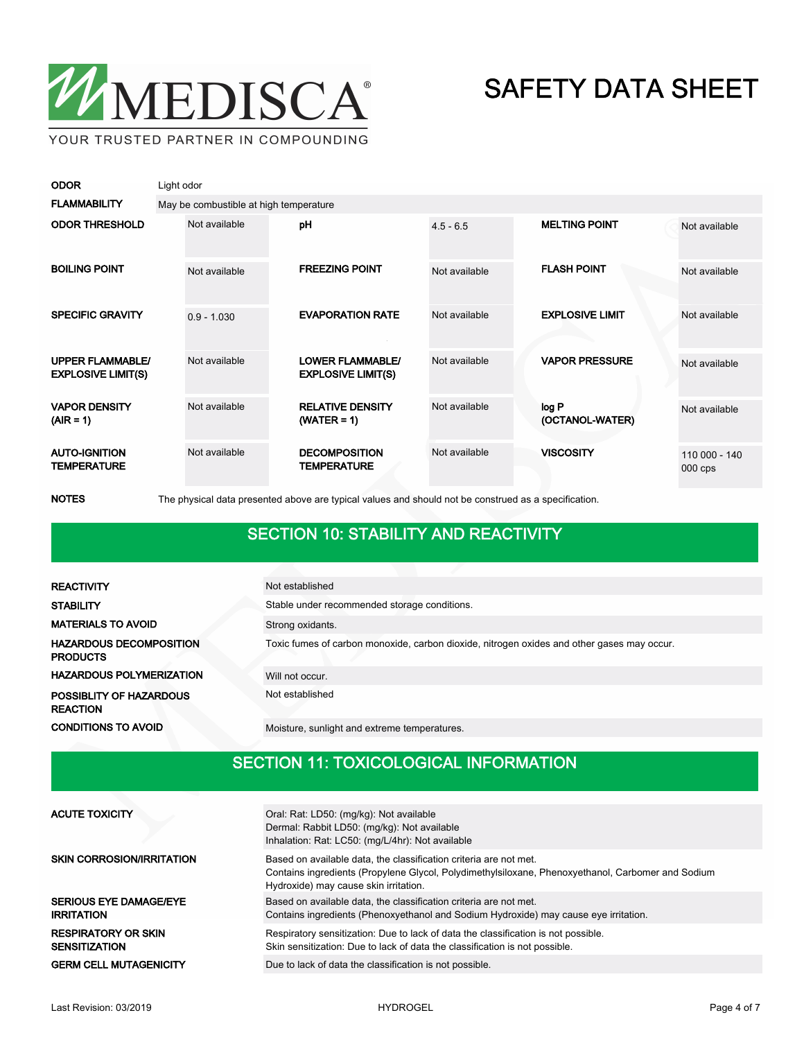| | |
|---|---|
| **ODOR** | Light odor |
| **FLAMMABILITY** | May be combustible at high temperature |

| | | | | | |
|---|---|---|---|---|---|
| **ODOR THRESHOLD** | Not available | **pH** | 4.5 - 6.5 | **MELTING POINT** | Not available |
| **BOILING POINT** | Not available | **FREEZING POINT** | Not available | **FLASH POINT** | Not available |
| **SPECIFIC GRAVITY** | 0.9 - 1.030 | **EVAPORATION RATE** | Not available | **EXPLOSIVE LIMIT** | Not available |
| **UPPER FLAMMABLE/ EXPLOSIVE LIMIT(S)** | Not available | **LOWER FLAMMABLE/ EXPLOSIVE LIMIT(S)** | Not available | **VAPOR PRESSURE** | Not available |
| **VAPOR DENSITY (AIR = 1)** | Not available | **RELATIVE DENSITY (WATER = 1)** | Not available | **log P (OCTANOL-WATER)** | Not available |
| **AUTO-IGNITION TEMPERATURE** | Not available | **DECOMPOSITION TEMPERATURE** | Not available | **VISCOSITY** | 110 000 - 140 000 cps |

**NOTES** The physical data presented above are typical values and should not be construed as a specification.

## SECTION 10: STABILITY AND REACTIVITY

| | |
|---|---|
| **REACTIVITY** | Not established |
| **STABILITY** | Stable under recommended storage conditions. |
| **MATERIALS TO AVOID** | Strong oxidants. |
| **HAZARDOUS DECOMPOSITION PRODUCTS** | Toxic fumes of carbon monoxide, carbon dioxide, nitrogen oxides and other gases may occur. |
| **HAZARDOUS POLYMERIZATION** | Will not occur. |
| **POSSIBLITY OF HAZARDOUS REACTION** | Not established |
| **CONDITIONS TO AVOID** | Moisture, sunlight and extreme temperatures. |

## SECTION 11: TOXICOLOGICAL INFORMATION

| | |
|---|---|
| **ACUTE TOXICITY** | Oral: Rat: LD50: (mg/kg): Not available<br>Dermal: Rabbit LD50: (mg/kg): Not available<br>Inhalation: Rat: LC50: (mg/L/4hr): Not available |
| **SKIN CORROSION/IRRITATION** | Based on available data, the classification criteria are not met.<br>Contains ingredients (Propylene Glycol, Polydimethylsiloxane, Phenoxyethanol, Carbomer and Sodium Hydroxide) may cause skin irritation. |
| **SERIOUS EYE DAMAGE/EYE IRRITATION** | Based on available data, the classification criteria are not met.<br>Contains ingredients (Phenoxyethanol and Sodium Hydroxide) may cause eye irritation. |
| **RESPIRATORY OR SKIN SENSITIZATION** | Respiratory sensitization: Due to lack of data the classification is not possible.<br>Skin sensitization: Due to lack of data the classification is not possible. |
| **GERM CELL MUTAGENICITY** | Due to lack of data the classification is not possible. |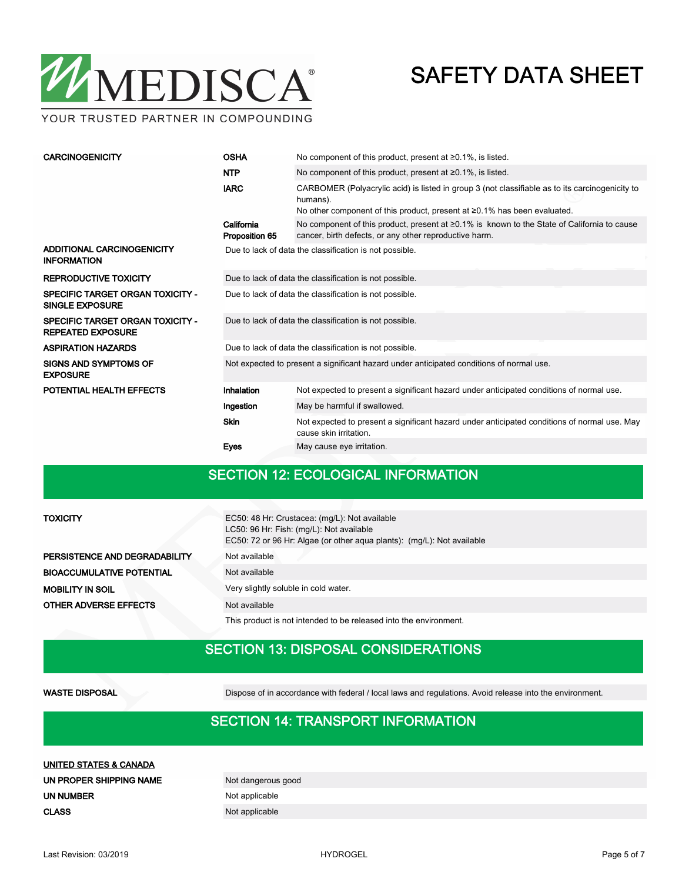| | | |
|---|---|---|
| **CARCINOGENICITY** | **OSHA** | No component of this product, present at ≥0.1%, is listed. |
| | **NTP** | No component of this product, present at ≥0.1%, is listed. |
| | **IARC** | CARBOMER (Polyacrylic acid) is listed in group 3 (not classifiable as to its carcinogenicity to humans).<br>No other component of this product, present at ≥0.1% has been evaluated. |
| | **California Proposition 65** | No component of this product, present at ≥0.1% is known to the State of California to cause cancer, birth defects, or any other reproductive harm. |
| **ADDITIONAL CARCINOGENICITY INFORMATION** | Due to lack of data the classification is not possible. | |
| **REPRODUCTIVE TOXICITY** | Due to lack of data the classification is not possible. | |
| **SPECIFIC TARGET ORGAN TOXICITY - SINGLE EXPOSURE** | Due to lack of data the classification is not possible. | |
| **SPECIFIC TARGET ORGAN TOXICITY - REPEATED EXPOSURE** | Due to lack of data the classification is not possible. | |
| **ASPIRATION HAZARDS** | Due to lack of data the classification is not possible. | |
| **SIGNS AND SYMPTOMS OF EXPOSURE** | Not expected to present a significant hazard under anticipated conditions of normal use. | |
| **POTENTIAL HEALTH EFFECTS** | **Inhalation** | Not expected to present a significant hazard under anticipated conditions of normal use. |
| | **Ingestion** | May be harmful if swallowed. |
| | **Skin** | Not expected to present a significant hazard under anticipated conditions of normal use. May cause skin irritation. |
| | **Eyes** | May cause eye irritation. |

## SECTION 12: ECOLOGICAL INFORMATION

| | |
|---|---|
| **TOXICITY** | EC50: 48 Hr: Crustacea: (mg/L): Not available<br>LC50: 96 Hr: Fish: (mg/L): Not available<br>EC50: 72 or 96 Hr: Algae (or other aqua plants): (mg/L): Not available |
| **PERSISTENCE AND DEGRADABILITY** | Not available |
| **BIOACCUMULATIVE POTENTIAL** | Not available |
| **MOBILITY IN SOIL** | Very slightly soluble in cold water. |
| **OTHER ADVERSE EFFECTS** | Not available |
| | This product is not intended to be released into the environment. |

## SECTION 13: DISPOSAL CONSIDERATIONS

| | |
|---|---|
| **WASTE DISPOSAL** | Dispose of in accordance with federal / local laws and regulations. Avoid release into the environment. |

## SECTION 14: TRANSPORT INFORMATION

**UNITED STATES & CANADA**

| | |
|---|---|
| **UN PROPER SHIPPING NAME** | Not dangerous good |
| **UN NUMBER** | Not applicable |
| **CLASS** | Not applicable |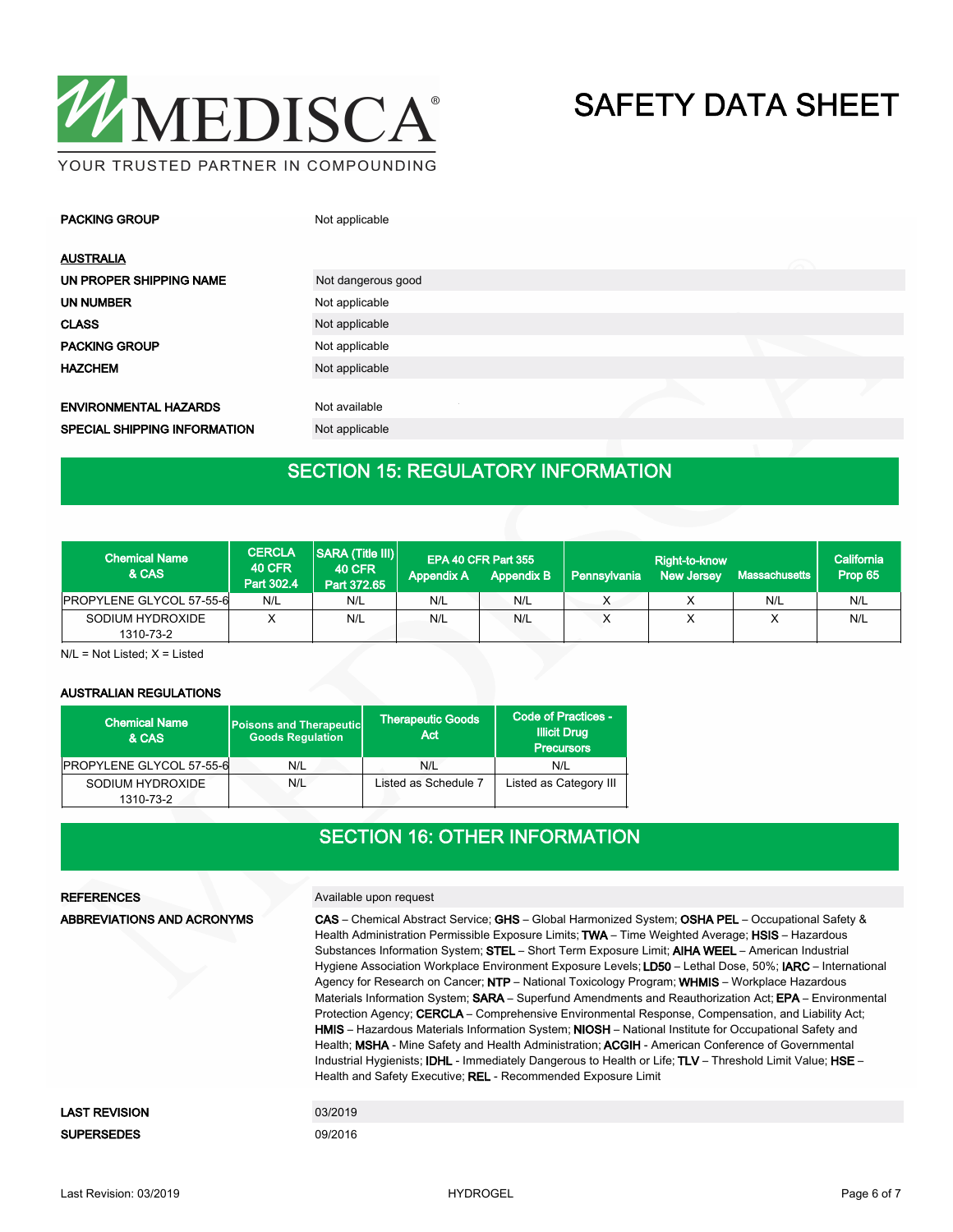| | |
|---|---|
| **PACKING GROUP** | Not applicable |

**AUSTRALIA**

| | |
|---|---|
| **UN PROPER SHIPPING NAME** | Not dangerous good |
| **UN NUMBER** | Not applicable |
| **CLASS** | Not applicable |
| **PACKING GROUP** | Not applicable |
| **HAZCHEM** | Not applicable |

| | |
|---|---|
| **ENVIRONMENTAL HAZARDS** | Not available |
| **SPECIAL SHIPPING INFORMATION** | Not applicable |

## SECTION 15: REGULATORY INFORMATION

| Chemical Name & CAS | CERCLA 40 CFR Part 302.4 | SARA (Title III) 40 CFR Part 372.65 | EPA 40 CFR Part 355 Appendix A | EPA 40 CFR Part 355 Appendix B | Right-to-know Pennsylvania | Right-to-know New Jersey | Right-to-know Massachusetts | California Prop 65 |
|---|---|---|---|---|---|---|---|---|
| PROPYLENE GLYCOL 57-55-6 | N/L | N/L | N/L | N/L | X | X | N/L | N/L |
| SODIUM HYDROXIDE 1310-73-2 | X | N/L | N/L | N/L | X | X | X | N/L |

N/L = Not Listed; X = Listed

**AUSTRALIAN REGULATIONS**

| Chemical Name & CAS | Poisons and Therapeutic Goods Regulation | Therapeutic Goods Act | Code of Practices - Illicit Drug Precursors |
|---|---|---|---|
| PROPYLENE GLYCOL 57-55-6 | N/L | N/L | N/L |
| SODIUM HYDROXIDE 1310-73-2 | N/L | Listed as Schedule 7 | Listed as Category III |

## SECTION 16: OTHER INFORMATION

| | |
|---|---|
| **REFERENCES** | Available upon request |
| **ABBREVIATIONS AND ACRONYMS** | **CAS** – Chemical Abstract Service; **GHS** – Global Harmonized System; **OSHA PEL** – Occupational Safety & Health Administration Permissible Exposure Limits; **TWA** – Time Weighted Average; **HSIS** – Hazardous Substances Information System; **STEL** – Short Term Exposure Limit; **AIHA WEEL** – American Industrial Hygiene Association Workplace Environment Exposure Levels; **LD50** – Lethal Dose, 50%; **IARC** – International Agency for Research on Cancer; **NTP** – National Toxicology Program; **WHMIS** – Workplace Hazardous Materials Information System; **SARA** – Superfund Amendments and Reauthorization Act; **EPA** – Environmental Protection Agency; **CERCLA** – Comprehensive Environmental Response, Compensation, and Liability Act; **HMIS** – Hazardous Materials Information System; **NIOSH** – National Institute for Occupational Safety and Health; **MSHA** - Mine Safety and Health Administration; **ACGIH** - American Conference of Governmental Industrial Hygienists; **IDHL** - Immediately Dangerous to Health or Life; **TLV** – Threshold Limit Value; **HSE** – Health and Safety Executive; **REL** - Recommended Exposure Limit |

| | |
|---|---|
| **LAST REVISION** | 03/2019 |
| **SUPERSEDES** | 09/2016 |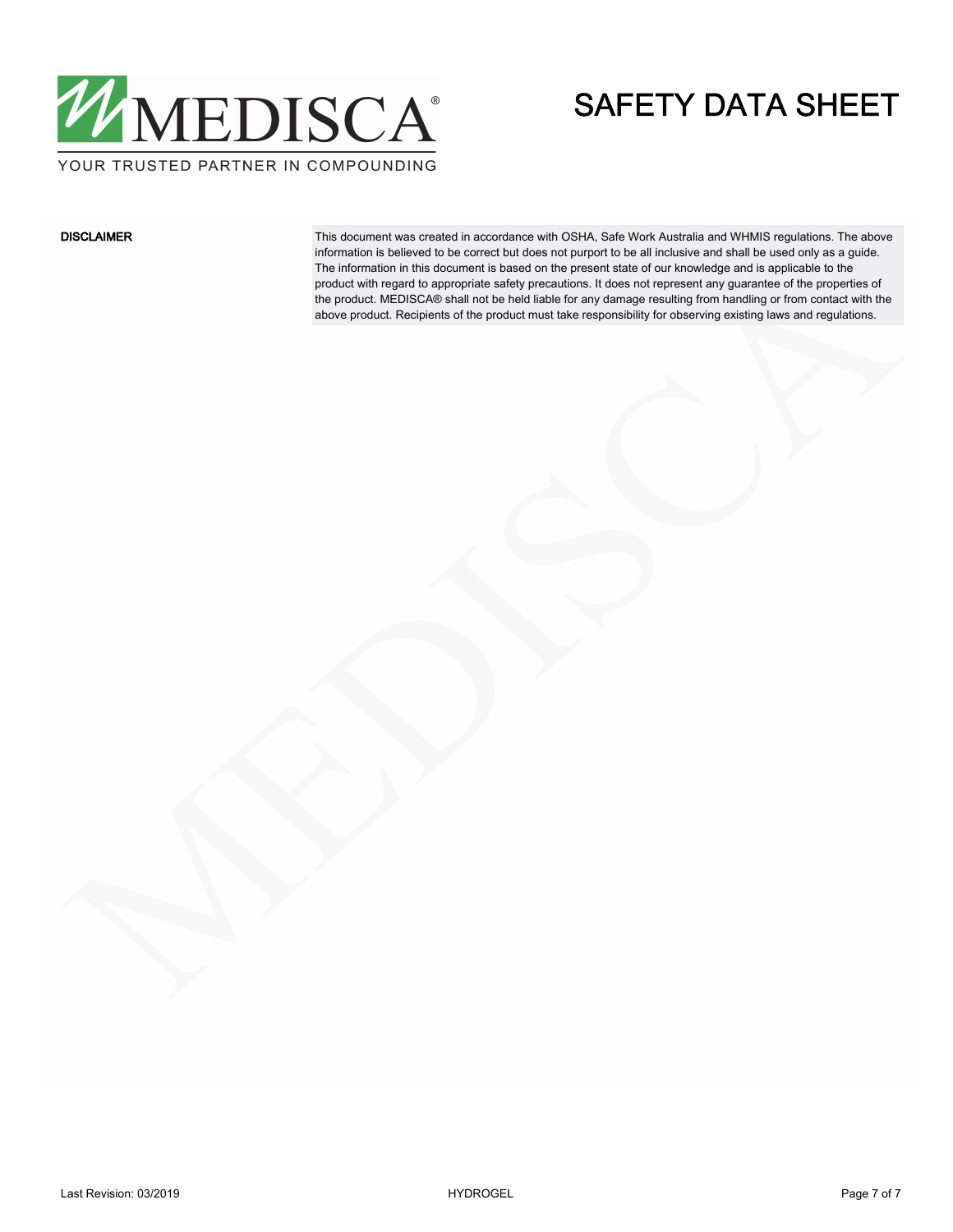**DISCLAIMER**

This document was created in accordance with OSHA, Safe Work Australia and WHMIS regulations. The above information is believed to be correct but does not purport to be all inclusive and shall be used only as a guide. The information in this document is based on the present state of our knowledge and is applicable to the product with regard to appropriate safety precautions. It does not represent any guarantee of the properties of the product. MEDISCA® shall not be held liable for any damage resulting from handling or from contact with the above product. Recipients of the product must take responsibility for observing existing laws and regulations.